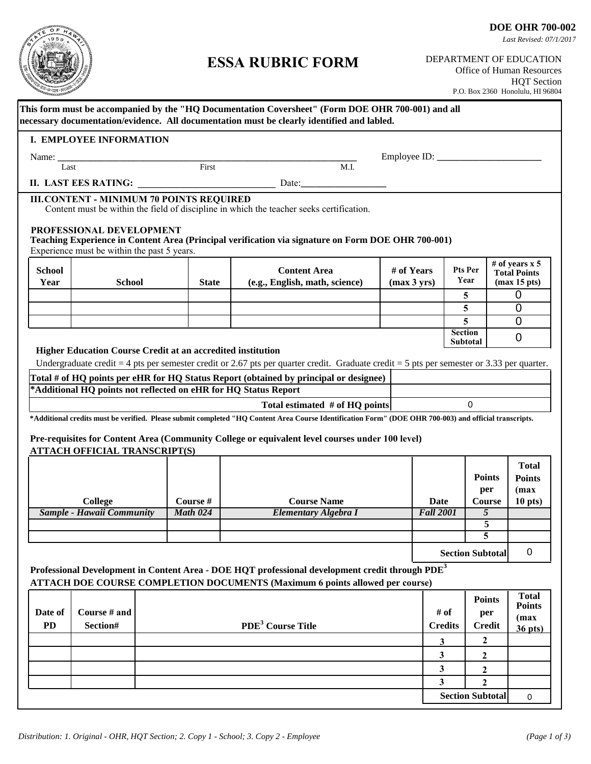DOE OHR 700-002

*Last Revised: 07/1/2017*

# ESSA RUBRIC FORM

DEPARTMENT OF EDUCATION
Office of Human Resources
HQT Section
P.O. Box 2360 Honolulu, HI 96804

**This form must be accompanied by the "HQ Documentation Coversheet" (Form DOE OHR 700-001) and all necessary documentation/evidence. All documentation must be clearly identified and labled.**

## I. EMPLOYEE INFORMATION

Name: ______________________________________________ Employee ID: ____________________
Last First M.I.

## II. LAST EES RATING: ______________________ Date:______________

## III. CONTENT - MINIMUM 70 POINTS REQUIRED

Content must be within the field of discipline in which the teacher seeks certification.

### PROFESSIONAL DEVELOPMENT

**Teaching Experience in Content Area (Principal verification via signature on Form DOE OHR 700-001)**

Experience must be within the past 5 years.

| School Year | School | State | Content Area (e.g., English, math, science) | # of Years (max 3 yrs) | Pts Per Year | # of years x 5 Total Points (max 15 pts) |
|---|---|---|---|---|---|---|
| | | | | | 5 | 0 |
| | | | | | 5 | 0 |
| | | | | | 5 | 0 |
| | | | | | Section Subtotal | 0 |

**Higher Education Course Credit at an accredited institution**

Undergraduate credit = 4 pts per semester credit or 2.67 pts per quarter credit. Graduate credit = 5 pts per semester or 3.33 per quarter.

| | |
|---|---|
| **Total # of HQ points per eHR for HQ Status Report (obtained by principal or designee)** | |
| ***Additional HQ points not reflected on eHR for HQ Status Report** | |
| **Total estimated # of HQ points** | 0 |

***Additional credits must be verified. Please submit completed "HQ Content Area Course Identification Form" (DOE OHR 700-003) and official transcripts.**

**Pre-requisites for Content Area (Community College or equivalent level courses under 100 level)**
**ATTACH OFFICIAL TRANSCRIPT(S)**

| College | Course # | Course Name | Date | Points per Course | Total Points (max 10 pts) |
|---|---|---|---|---|---|
| ***Sample - Hawaii Community*** | ***Math 024*** | ***Elementary Algebra I*** | ***Fall 2001*** | ***5*** | |
| | | | | 5 | |
| | | | | 5 | |
| | | | | Section Subtotal | 0 |

**Professional Development in Content Area - DOE HQT professional development credit through PDE[3]**
**ATTACH DOE COURSE COMPLETION DOCUMENTS (Maximum 6 points allowed per course)**

| Date of PD | Course # and Section# | PDE[3] Course Title | # of Credits | Points per Credit | Total Points (max 36 pts) |
|---|---|---|---|---|---|
| | | | 3 | 2 | |
| | | | 3 | 2 | |
| | | | 3 | 2 | |
| | | | 3 | 2 | |
| | | | | Section Subtotal | 0 |

*Distribution: 1. Original - OHR, HQT Section; 2. Copy 1 - School; 3. Copy 2 - Employee*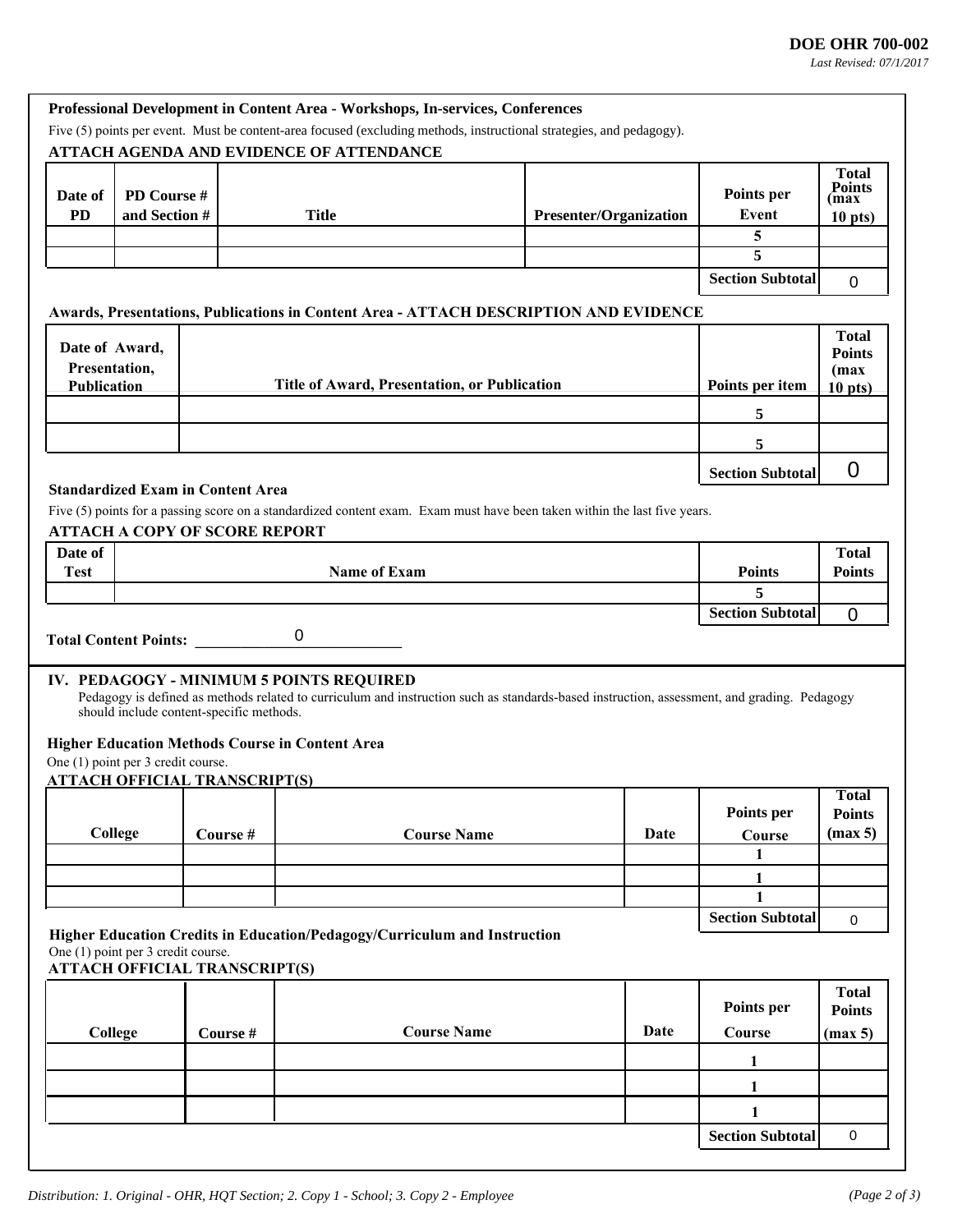**DOE OHR 700-002**
*Last Revised: 07/1/2017*

**Professional Development in Content Area - Workshops, In-services, Conferences**

Five (5) points per event. Must be content-area focused (excluding methods, instructional strategies, and pedagogy).

**ATTACH AGENDA AND EVIDENCE OF ATTENDANCE**

| Date of PD | PD Course # and Section # | Title | Presenter/Organization | Points per Event | Total Points (max 10 pts) |
|---|---|---|---|---|---|
| | | | | 5 | |
| | | | | 5 | |
| | | | | Section Subtotal | 0 |

**Awards, Presentations, Publications in Content Area - ATTACH DESCRIPTION AND EVIDENCE**

| Date of Award, Presentation, Publication | Title of Award, Presentation, or Publication | Points per item | Total Points (max 10 pts) |
|---|---|---|---|
| | | 5 | |
| | | 5 | |
| | | Section Subtotal | 0 |

**Standardized Exam in Content Area**

Five (5) points for a passing score on a standardized content exam. Exam must have been taken within the last five years.

**ATTACH A COPY OF SCORE REPORT**

| Date of Test | Name of Exam | Points | Total Points |
|---|---|---|---|
| | | 5 | |
| | | Section Subtotal | 0 |

**Total Content Points:** 0

## IV. PEDAGOGY - MINIMUM 5 POINTS REQUIRED

Pedagogy is defined as methods related to curriculum and instruction such as standards-based instruction, assessment, and grading. Pedagogy should include content-specific methods.

**Higher Education Methods Course in Content Area**

One (1) point per 3 credit course.

**ATTACH OFFICIAL TRANSCRIPT(S)**

| College | Course # | Course Name | Date | Points per Course | Total Points (max 5) |
|---|---|---|---|---|---|
| | | | | 1 | |
| | | | | 1 | |
| | | | | 1 | |
| | | | | Section Subtotal | 0 |

**Higher Education Credits in Education/Pedagogy/Curriculum and Instruction**

One (1) point per 3 credit course.

**ATTACH OFFICIAL TRANSCRIPT(S)**

| College | Course # | Course Name | Date | Points per Course | Total Points (max 5) |
|---|---|---|---|---|---|
| | | | | 1 | |
| | | | | 1 | |
| | | | | 1 | |
| | | | | Section Subtotal | 0 |

*Distribution: 1. Original - OHR, HQT Section; 2. Copy 1 - School; 3. Copy 2 - Employee*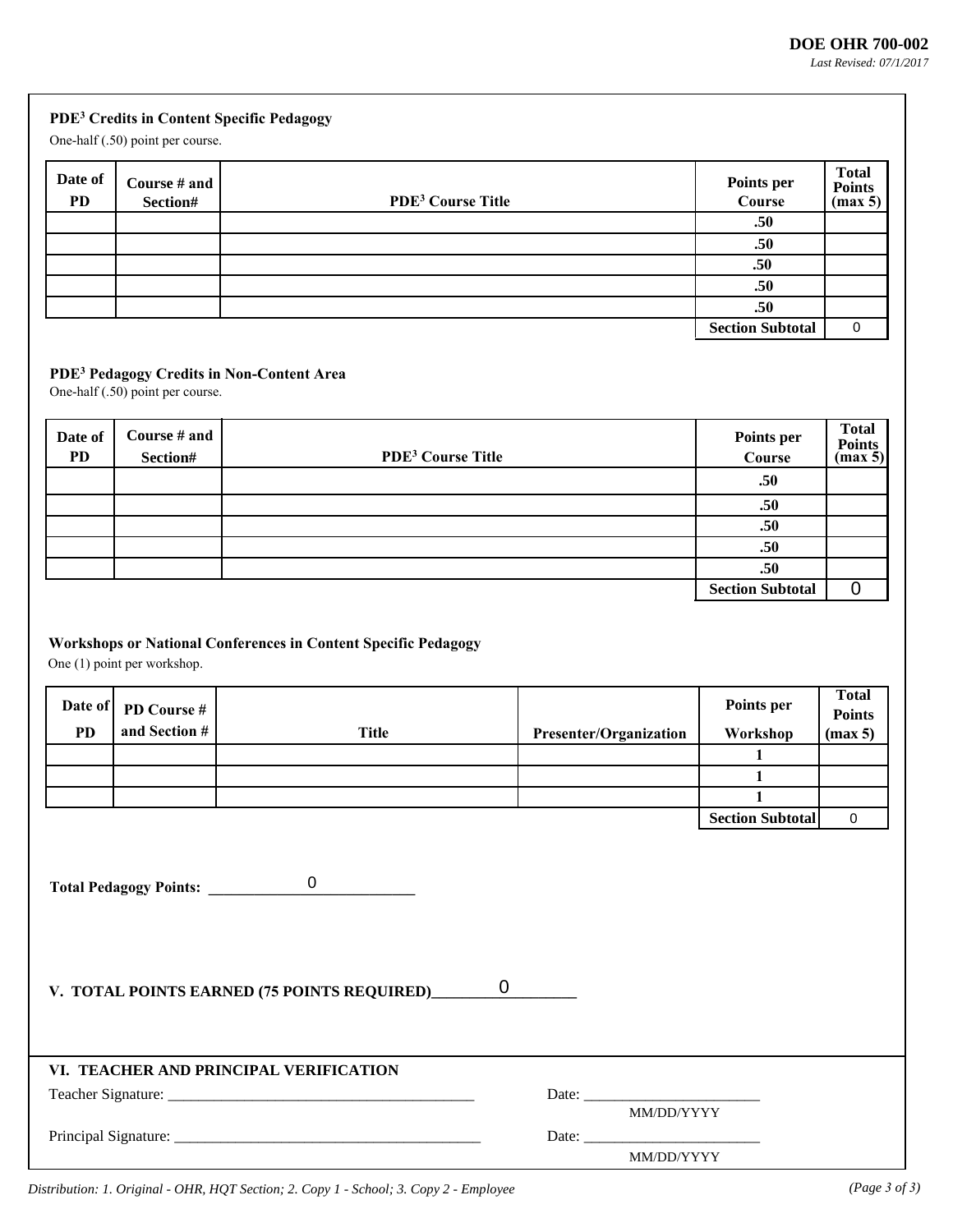**PDE3 Credits in Content Specific Pedagogy**

One-half (.50) point per course.

| Date of PD | Course # and Section# | PDE3 Course Title | Points per Course | Total Points (max 5) |
|---|---|---|---|---|
| | | | .50 | |
| | | | .50 | |
| | | | .50 | |
| | | | .50 | |
| | | | .50 | |
| | | | Section Subtotal | 0 |

**PDE3 Pedagogy Credits in Non-Content Area**

One-half (.50) point per course.

| Date of PD | Course # and Section# | PDE3 Course Title | Points per Course | Total Points (max 5) |
|---|---|---|---|---|
| | | | .50 | |
| | | | .50 | |
| | | | .50 | |
| | | | .50 | |
| | | | .50 | |
| | | | Section Subtotal | 0 |

**Workshops or National Conferences in Content Specific Pedagogy**

One (1) point per workshop.

| Date of PD | PD Course # and Section # | Title | Presenter/Organization | Points per Workshop | Total Points (max 5) |
|---|---|---|---|---|---|
| | | | | 1 | |
| | | | | 1 | |
| | | | | 1 | |
| | | | | Section Subtotal | 0 |

**Total Pedagogy Points:** 0

**V. TOTAL POINTS EARNED (75 POINTS REQUIRED)** 0

**VI. TEACHER AND PRINCIPAL VERIFICATION**

Teacher Signature: ________________________________________ Date: ______________________
MM/DD/YYYY

Principal Signature: ________________________________________ Date: ______________________
MM/DD/YYYY

*Distribution: 1. Original - OHR, HQT Section; 2. Copy 1 - School; 3. Copy 2 - Employee*